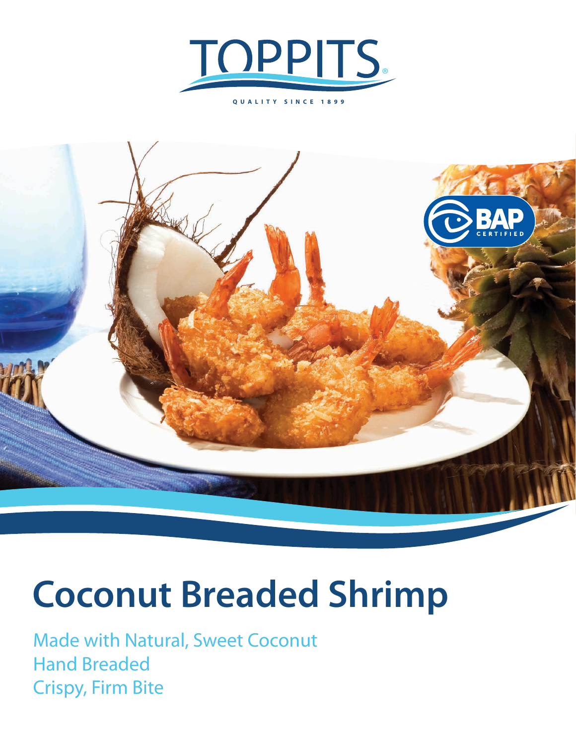TOPPITS®

QUALITY SINCE 1899

# Coconut Breaded Shrimp

Made with Natural, Sweet Coconut
Hand Breaded
Crispy, Firm Bite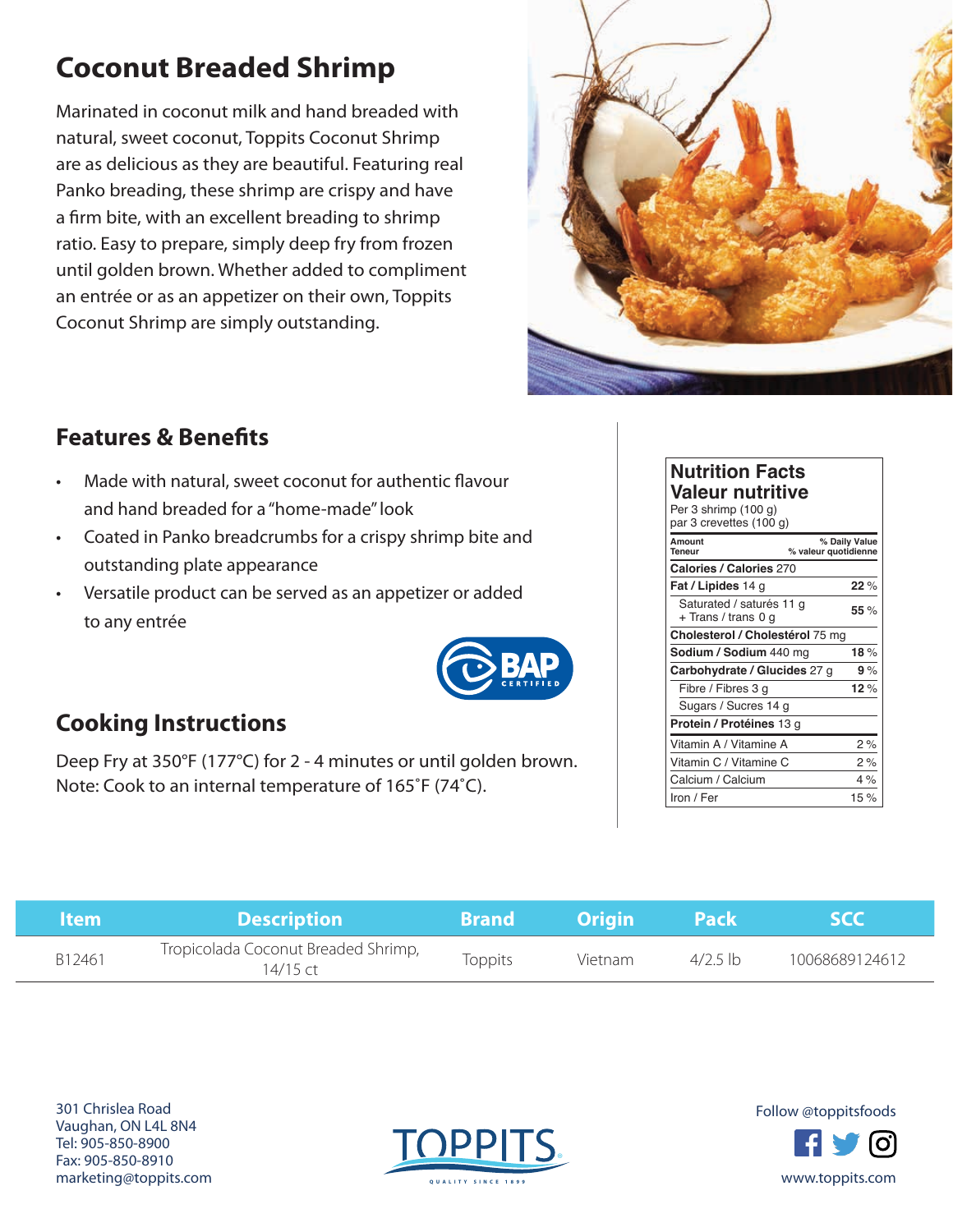# Coconut Breaded Shrimp

Marinated in coconut milk and hand breaded with natural, sweet coconut, Toppits Coconut Shrimp are as delicious as they are beautiful. Featuring real Panko breading, these shrimp are crispy and have a firm bite, with an excellent breading to shrimp ratio. Easy to prepare, simply deep fry from frozen until golden brown. Whether added to compliment an entrée or as an appetizer on their own, Toppits Coconut Shrimp are simply outstanding.

## Features & Benefits

- Made with natural, sweet coconut for authentic flavour and hand breaded for a "home-made" look
- Coated in Panko breadcrumbs for a crispy shrimp bite and outstanding plate appearance
- Versatile product can be served as an appetizer or added to any entrée

BAP CERTIFIED

## Cooking Instructions

Deep Fry at 350°F (177°C) for 2 - 4 minutes or until golden brown.
Note: Cook to an internal temperature of 165˚F (74˚C).

**Nutrition Facts**
**Valeur nutritive**
Per 3 shrimp (100 g)
par 3 crevettes (100 g)

| Amount / Teneur | % Daily Value / % valeur quotidienne |
|---|---|
| **Calories / Calories** 270 | |
| **Fat / Lipides** 14 g | **22** % |
| Saturated / saturés 11 g + Trans / trans 0 g | **55** % |
| **Cholesterol / Cholestérol** 75 mg | |
| **Sodium / Sodium** 440 mg | **18** % |
| **Carbohydrate / Glucides** 27 g | **9** % |
| Fibre / Fibres 3 g | **12** % |
| Sugars / Sucres 14 g | |
| **Protein / Protéines** 13 g | |
| Vitamin A / Vitamine A | 2 % |
| Vitamin C / Vitamine C | 2 % |
| Calcium / Calcium | 4 % |
| Iron / Fer | 15 % |

| Item | Description | Brand | Origin | Pack | SCC |
|---|---|---|---|---|---|
| B12461 | Tropicolada Coconut Breaded Shrimp, 14/15 ct | Toppits | Vietnam | 4/2.5 lb | 10068689124612 |

301 Chrislea Road
Vaughan, ON L4L 8N4
Tel: 905-850-8900
Fax: 905-850-8910
marketing@toppits.com

TOPPITS
QUALITY SINCE 1899

Follow @toppitsfoods

www.toppits.com